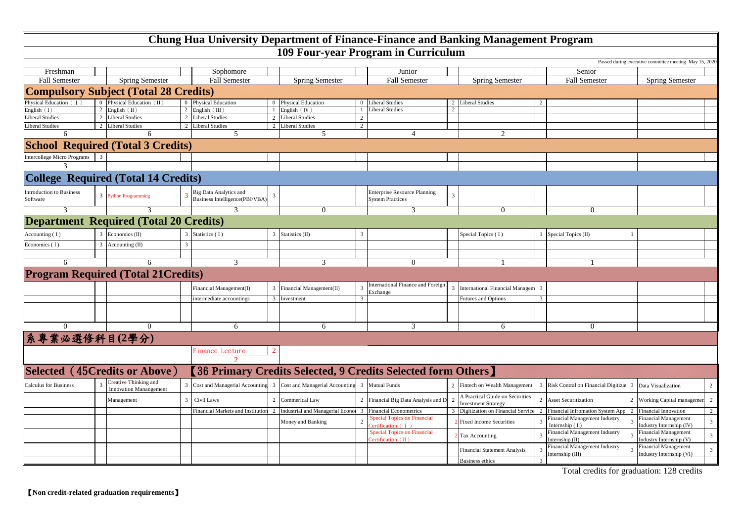# Chung Hua University Department of Finance-Finance and Banking Management Program

## 109 Four-year Program in Curriculum

Passed during executive committee meeting May 15, 2020

| Freshman | | | | Sophomore | | | | Junior | | | | Senior | | | |
|---|---|---|---|---|---|---|---|---|---|---|---|---|---|---|---|
| Fall Semester | | Spring Semester | | Fall Semester | | Spring Semester | | Fall Semester | | Spring Semester | | Fall Semester | | Spring Semester | |
| **Compulsory Subject (Total 28 Credits)** | | | | | | | | | | | | | | | |
| Physical Education（Ⅰ） | 0 | Physical Education（II） | 0 | Physical Education | 0 | Physical Education | 0 | Liberal Studies | 2 | Liberal Studies | 2 | | | | |
| English（I） | 2 | English（II） | 2 | English（III） | 1 | English（Ⅳ） | 1 | Liberal Studies | 2 | | | | | | |
| Liberal Studies | 2 | Liberal Studies | 2 | Liberal Studies | 2 | Liberal Studies | 2 | | | | | | | | |
| Liberal Studies | 2 | Liberal Studies | 2 | Liberal Studies | 2 | Liberal Studies | 2 | | | | | | | | |
| 6 | | 6 | | 5 | | 5 | | 4 | | 2 | | | | | |
| **School Required (Total 3 Credits)** | | | | | | | | | | | | | | | |
| Intercollege Micro Programs | 3 | | | | | | | | | | | | | | |
| 3 | | | | | | | | | | | | | | | |
| **College Required (Total 14 Credits)** | | | | | | | | | | | | | | | |
| Introduction to Business Software | 3 | Python Programming | 3 | Big Data Analytics and Business Intelligence(PBI/VBA) | 3 | | | Enterprise Resource Planning System Practices | 3 | | | | | | |
| 3 | | 3 | | 3 | | 0 | | 3 | | 0 | | 0 | | | |
| **Department Required (Total 20 Credits)** | | | | | | | | | | | | | | | |
| Accounting (I) | 3 | Economics (II) | 3 | Statistics (I) | 3 | Statistics (II) | 3 | | | Special Topics (I) | 1 | Special Topics (II) | 1 | | |
| Economics (I) | 3 | Accounting (II) | 3 | | | | | | | | | | | | |
| 6 | | 6 | | 3 | | 3 | | 0 | | 1 | | 1 | | | |
| **Program Required (Total 21Credits)** | | | | | | | | | | | | | | | |
| | | | | Financial Management(I) | 3 | Financial Management(II) | 3 | International Finance and Foreign Exchange | 3 | International Financial Managem | 3 | | | | |
| | | | | intermediate accountings | 3 | Investment | 3 | | | Futures and Options | 3 | | | | |
| 0 | | 0 | | 6 | | 6 | | 3 | | 6 | | 0 | | | |
| **系專業必選修科目(2學分)** | | | | | | | | | | | | | | | |
| | | | | Finance Lecture | 2 | | | | | | | | | | |
| | | | | 2 | | | | | | | | | | | |
| **Selected（45Credits or Above）【36 Primary Credits Selected, 9 Credits Selected form Others】** | | | | | | | | | | | | | | | |
| Calculus for Business | 3 | Creative Thinking and Innovation Manangement | 3 | Cost and Managerial Accounting | 3 | Cost and Managerial Accounting | 3 | Mutual Funds | 2 | Fintech on Wealth Management | 3 | Risk Contral on Financial Digitiza | 3 | Data Visualization | 2 |
| | | Management | 3 | Civil Laws | 2 | Commerical Law | 2 | Financial Big Data Analysis and D | 2 | A Practical Guide on Securities Investment Strategy | 2 | Asset Securitization | 2 | Working Capital managemer | 2 |
| | | | | Financial Markets and Institution | 2 | Industrial and Managerial Econo | 3 | Financial Econometrics | 3 | Digitization on Financial Service | 2 | Financial Infromation System App | 2 | Financial Innovation | 2 |
| | | | | | | Money and Banking | 2 | Special Topics on Financial Certification（Ⅰ） | 2 | Fixed Income Securities | 3 | Financial Management Industry Internship (I) | 3 | Financial Management Industry Internship (IV) | 3 |
| | | | | | | | | Special Topics on Financial Certification（II） | 2 | Tax Accounting | 3 | Financial Management Industry Internship (II) | 3 | Financial Management Industry Internship (V) | 3 |
| | | | | | | | | | | Financial Statement Analysis | 3 | Financial Management Industry Internship (III) | 3 | Financial Management Industry Internship (VI) | 3 |
| | | | | | | | | | | Business ethics | 3 | | | | |

Total credits for graduation: 128 credits

**【Non credit-related graduation requirements】**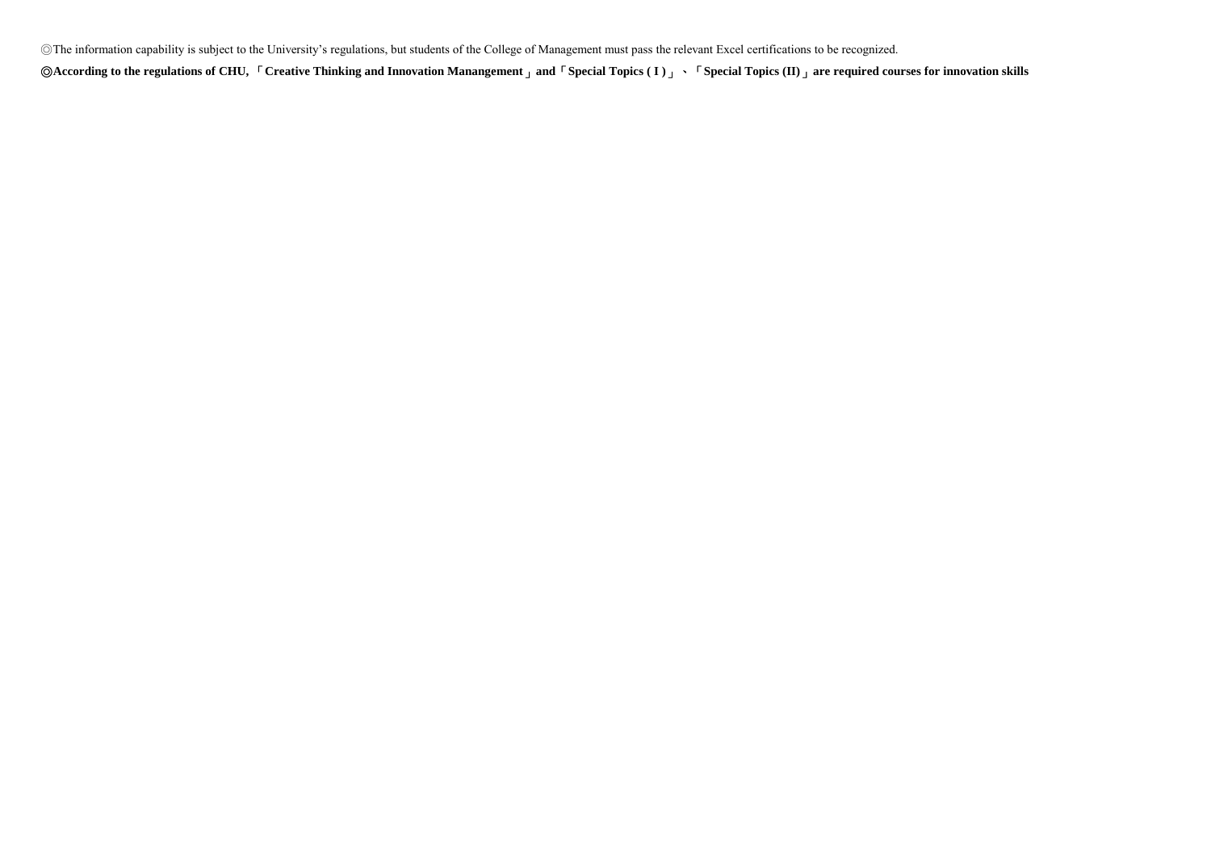◎The information capability is subject to the University's regulations, but students of the College of Management must pass the relevant Excel certifications to be recognized.

**◎According to the regulations of CHU, 「Creative Thinking and Innovation Manangement」and「Special Topics ( I )」、「Special Topics (II)」are required courses for innovation skills**